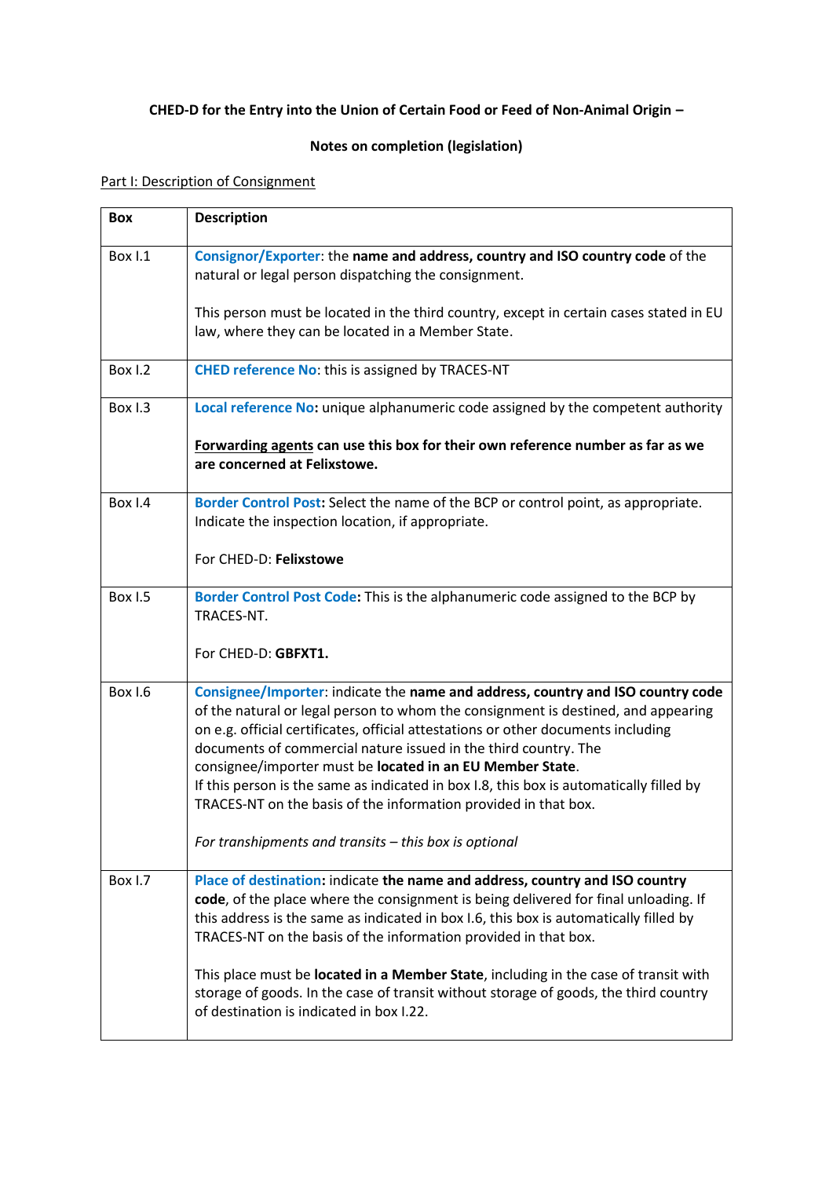**CHED-D for the Entry into the Union of Certain Food or Feed of Non-Animal Origin –**

**Notes on completion (legislation)**

Part I: Description of Consignment

| Box | Description |
|---|---|
| Box I.1 | **Consignor/Exporter**: the **name and address, country and ISO country code** of the natural or legal person dispatching the consignment.<br><br>This person must be located in the third country, except in certain cases stated in EU law, where they can be located in a Member State. |
| Box I.2 | **CHED reference No**: this is assigned by TRACES-NT |
| Box I.3 | **Local reference No:** unique alphanumeric code assigned by the competent authority<br><br>**Forwarding agents can use this box for their own reference number as far as we are concerned at Felixstowe.** |
| Box I.4 | **Border Control Post:** Select the name of the BCP or control point, as appropriate. Indicate the inspection location, if appropriate.<br><br>For CHED-D: **Felixstowe** |
| Box I.5 | **Border Control Post Code:** This is the alphanumeric code assigned to the BCP by TRACES-NT.<br><br>For CHED-D: **GBFXT1.** |
| Box I.6 | **Consignee/Importer**: indicate the **name and address, country and ISO country code** of the natural or legal person to whom the consignment is destined, and appearing on e.g. official certificates, official attestations or other documents including documents of commercial nature issued in the third country. The consignee/importer must be **located in an EU Member State**.<br>If this person is the same as indicated in box I.8, this box is automatically filled by TRACES-NT on the basis of the information provided in that box.<br><br>*For transhipments and transits – this box is optional* |
| Box I.7 | **Place of destination:** indicate **the name and address, country and ISO country code**, of the place where the consignment is being delivered for final unloading. If this address is the same as indicated in box I.6, this box is automatically filled by TRACES-NT on the basis of the information provided in that box.<br><br>This place must be **located in a Member State**, including in the case of transit with storage of goods. In the case of transit without storage of goods, the third country of destination is indicated in box I.22. |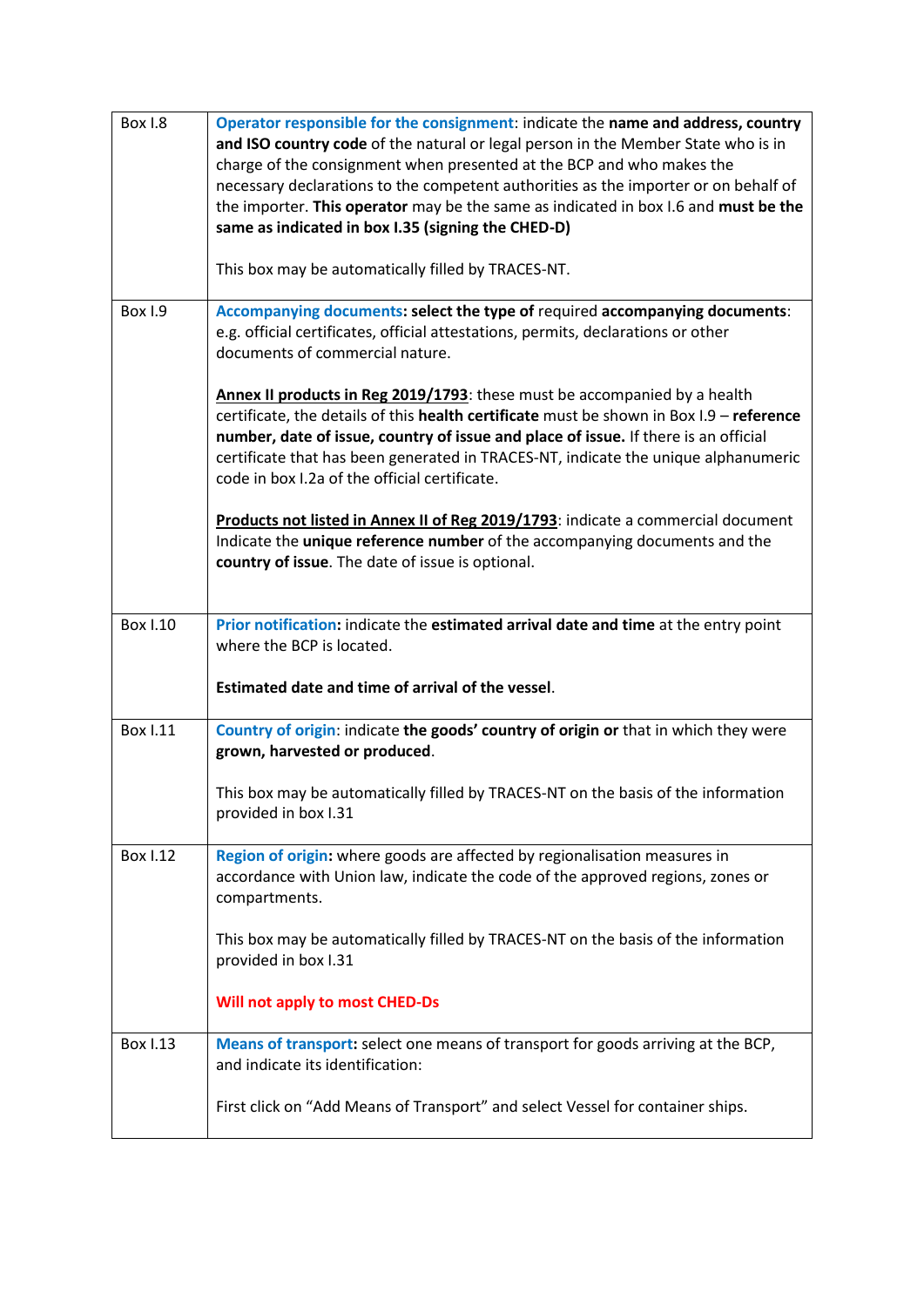| | |
|---|---|
| Box I.8 | **Operator responsible for the consignment**: indicate the **name and address, country and ISO country code** of the natural or legal person in the Member State who is in charge of the consignment when presented at the BCP and who makes the necessary declarations to the competent authorities as the importer or on behalf of the importer. **This operator** may be the same as indicated in box I.6 and **must be the same as indicated in box I.35 (signing the CHED-D)**<br><br>This box may be automatically filled by TRACES-NT. |
| Box I.9 | **Accompanying documents: select the type of** required **accompanying documents**: e.g. official certificates, official attestations, permits, declarations or other documents of commercial nature.<br><br>**Annex II products in Reg 2019/1793**: these must be accompanied by a health certificate, the details of this **health certificate** must be shown in Box I.9 – **reference number, date of issue, country of issue and place of issue.** If there is an official certificate that has been generated in TRACES-NT, indicate the unique alphanumeric code in box I.2a of the official certificate.<br><br>**Products not listed in Annex II of Reg 2019/1793**: indicate a commercial document Indicate the **unique reference number** of the accompanying documents and the **country of issue**. The date of issue is optional. |
| Box I.10 | **Prior notification:** indicate the **estimated arrival date and time** at the entry point where the BCP is located.<br><br>**Estimated date and time of arrival of the vessel**. |
| Box I.11 | **Country of origin**: indicate **the goods' country of origin or** that in which they were **grown, harvested or produced**.<br><br>This box may be automatically filled by TRACES-NT on the basis of the information provided in box I.31 |
| Box I.12 | **Region of origin:** where goods are affected by regionalisation measures in accordance with Union law, indicate the code of the approved regions, zones or compartments.<br><br>This box may be automatically filled by TRACES-NT on the basis of the information provided in box I.31<br><br>**Will not apply to most CHED-Ds** |
| Box I.13 | **Means of transport:** select one means of transport for goods arriving at the BCP, and indicate its identification:<br><br>First click on "Add Means of Transport" and select Vessel for container ships. |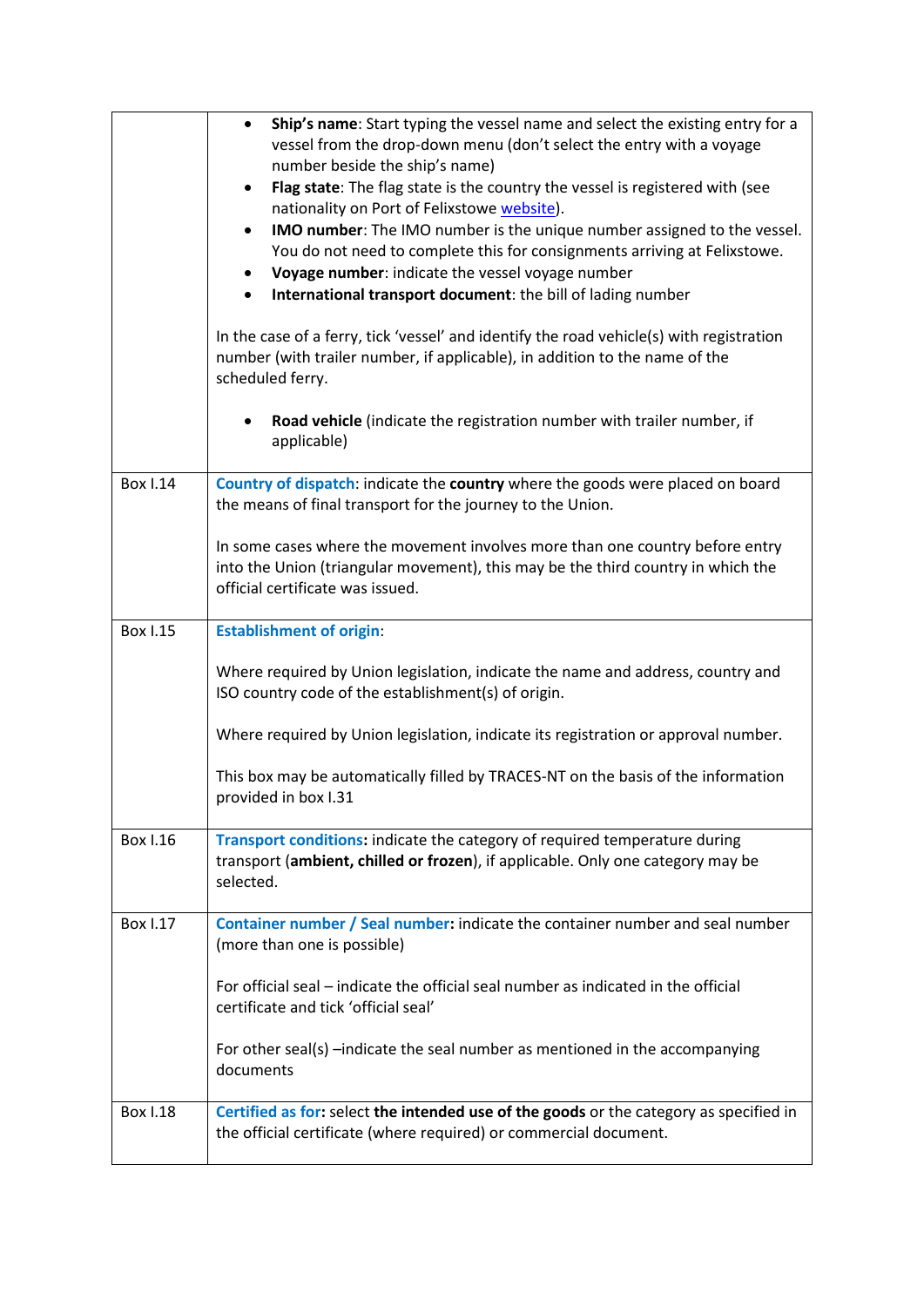| | |
|---|---|
| | <ul><li>**Ship's name**: Start typing the vessel name and select the existing entry for a vessel from the drop-down menu (don't select the entry with a voyage number beside the ship's name)</li><li>**Flag state**: The flag state is the country the vessel is registered with (see nationality on Port of Felixstowe website).</li><li>**IMO number**: The IMO number is the unique number assigned to the vessel. You do not need to complete this for consignments arriving at Felixstowe.</li><li>**Voyage number**: indicate the vessel voyage number</li><li>**International transport document**: the bill of lading number</li></ul>In the case of a ferry, tick 'vessel' and identify the road vehicle(s) with registration number (with trailer number, if applicable), in addition to the name of the scheduled ferry.<ul><li>**Road vehicle** (indicate the registration number with trailer number, if applicable)</li></ul> |
| Box I.14 | **Country of dispatch**: indicate the **country** where the goods were placed on board the means of final transport for the journey to the Union.<br><br>In some cases where the movement involves more than one country before entry into the Union (triangular movement), this may be the third country in which the official certificate was issued. |
| Box I.15 | **Establishment of origin**:<br><br>Where required by Union legislation, indicate the name and address, country and ISO country code of the establishment(s) of origin.<br><br>Where required by Union legislation, indicate its registration or approval number.<br><br>This box may be automatically filled by TRACES-NT on the basis of the information provided in box I.31 |
| Box I.16 | **Transport conditions:** indicate the category of required temperature during transport (**ambient, chilled or frozen**), if applicable. Only one category may be selected. |
| Box I.17 | **Container number / Seal number:** indicate the container number and seal number (more than one is possible)<br><br>For official seal – indicate the official seal number as indicated in the official certificate and tick 'official seal'<br><br>For other seal(s) –indicate the seal number as mentioned in the accompanying documents |
| Box I.18 | **Certified as for:** select **the intended use of the goods** or the category as specified in the official certificate (where required) or commercial document. |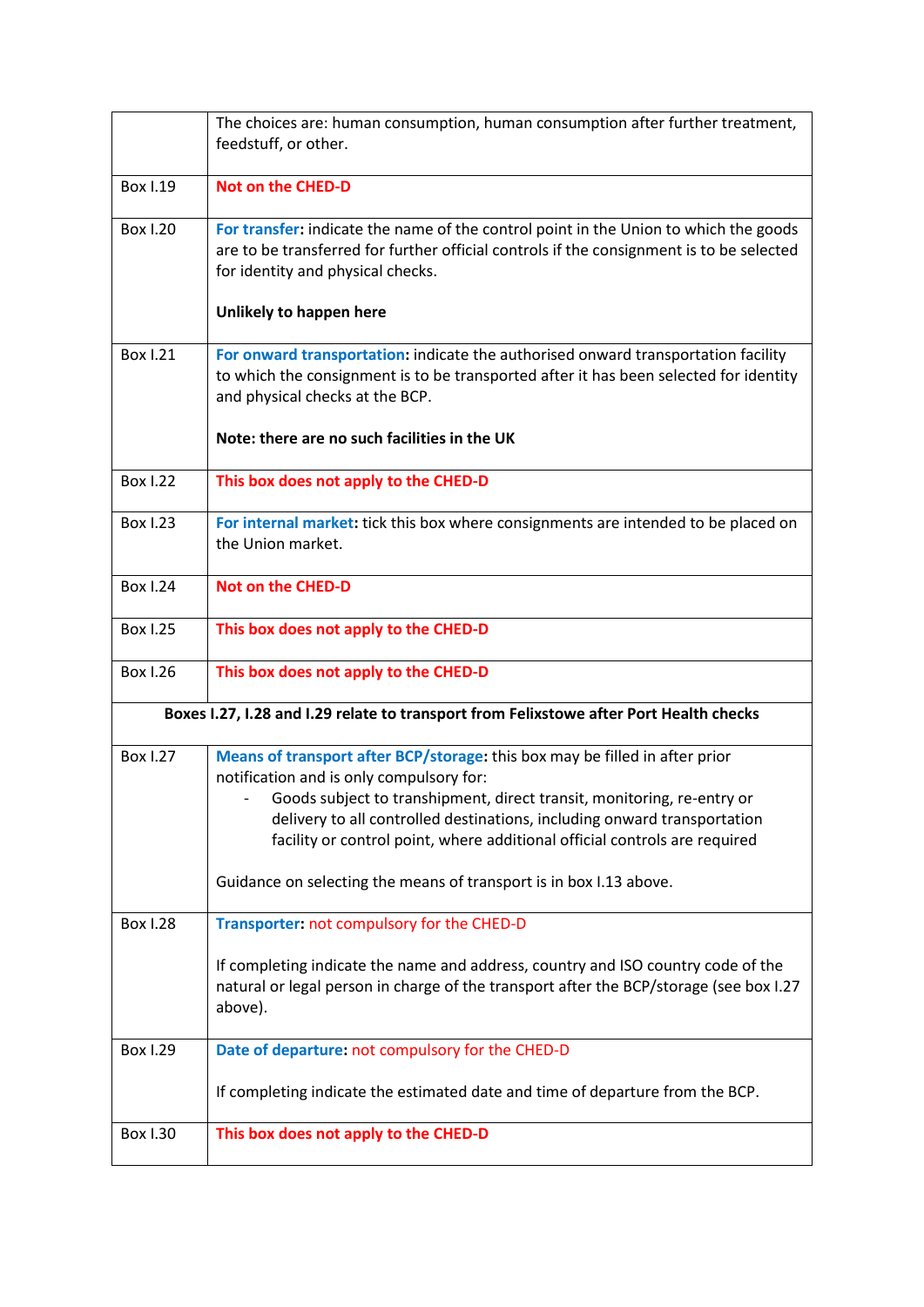| | |
|---|---|
| | The choices are: human consumption, human consumption after further treatment, feedstuff, or other. |
| Box I.19 | **Not on the CHED-D** |
| Box I.20 | **For transfer:** indicate the name of the control point in the Union to which the goods are to be transferred for further official controls if the consignment is to be selected for identity and physical checks.<br><br>**Unlikely to happen here** |
| Box I.21 | **For onward transportation:** indicate the authorised onward transportation facility to which the consignment is to be transported after it has been selected for identity and physical checks at the BCP.<br><br>**Note: there are no such facilities in the UK** |
| Box I.22 | **This box does not apply to the CHED-D** |
| Box I.23 | **For internal market:** tick this box where consignments are intended to be placed on the Union market. |
| Box I.24 | **Not on the CHED-D** |
| Box I.25 | **This box does not apply to the CHED-D** |
| Box I.26 | **This box does not apply to the CHED-D** |
| **Boxes I.27, I.28 and I.29 relate to transport from Felixstowe after Port Health checks** | |
| Box I.27 | **Means of transport after BCP/storage:** this box may be filled in after prior notification and is only compulsory for:<br>- Goods subject to transhipment, direct transit, monitoring, re-entry or delivery to all controlled destinations, including onward transportation facility or control point, where additional official controls are required<br><br>Guidance on selecting the means of transport is in box I.13 above. |
| Box I.28 | **Transporter:** not compulsory for the CHED-D<br><br>If completing indicate the name and address, country and ISO country code of the natural or legal person in charge of the transport after the BCP/storage (see box I.27 above). |
| Box I.29 | **Date of departure:** not compulsory for the CHED-D<br><br>If completing indicate the estimated date and time of departure from the BCP. |
| Box I.30 | **This box does not apply to the CHED-D** |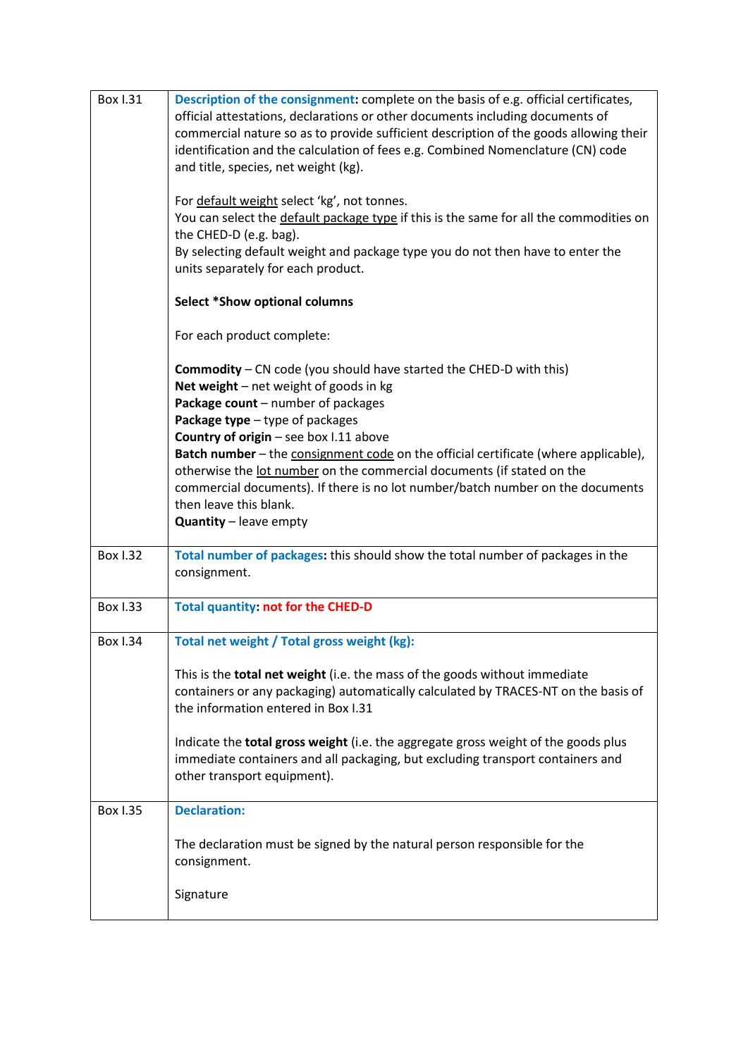| | |
|---|---|
| Box I.31 | **Description of the consignment:** complete on the basis of e.g. official certificates, official attestations, declarations or other documents including documents of commercial nature so as to provide sufficient description of the goods allowing their identification and the calculation of fees e.g. Combined Nomenclature (CN) code and title, species, net weight (kg).<br><br>For default weight select 'kg', not tonnes.<br>You can select the default package type if this is the same for all the commodities on the CHED-D (e.g. bag).<br>By selecting default weight and package type you do not then have to enter the units separately for each product.<br><br>**Select *Show optional columns**<br><br>For each product complete:<br><br>**Commodity** – CN code (you should have started the CHED-D with this)<br>**Net weight** – net weight of goods in kg<br>**Package count** – number of packages<br>**Package type** – type of packages<br>**Country of origin** – see box I.11 above<br>**Batch number** – the consignment code on the official certificate (where applicable), otherwise the lot number on the commercial documents (if stated on the commercial documents). If there is no lot number/batch number on the documents then leave this blank.<br>**Quantity** – leave empty |
| Box I.32 | **Total number of packages:** this should show the total number of packages in the consignment. |
| Box I.33 | **Total quantity: not for the CHED-D** |
| Box I.34 | **Total net weight / Total gross weight (kg):**<br><br>This is the **total net weight** (i.e. the mass of the goods without immediate containers or any packaging) automatically calculated by TRACES-NT on the basis of the information entered in Box I.31<br><br>Indicate the **total gross weight** (i.e. the aggregate gross weight of the goods plus immediate containers and all packaging, but excluding transport containers and other transport equipment). |
| Box I.35 | **Declaration:**<br><br>The declaration must be signed by the natural person responsible for the consignment.<br><br>Signature |